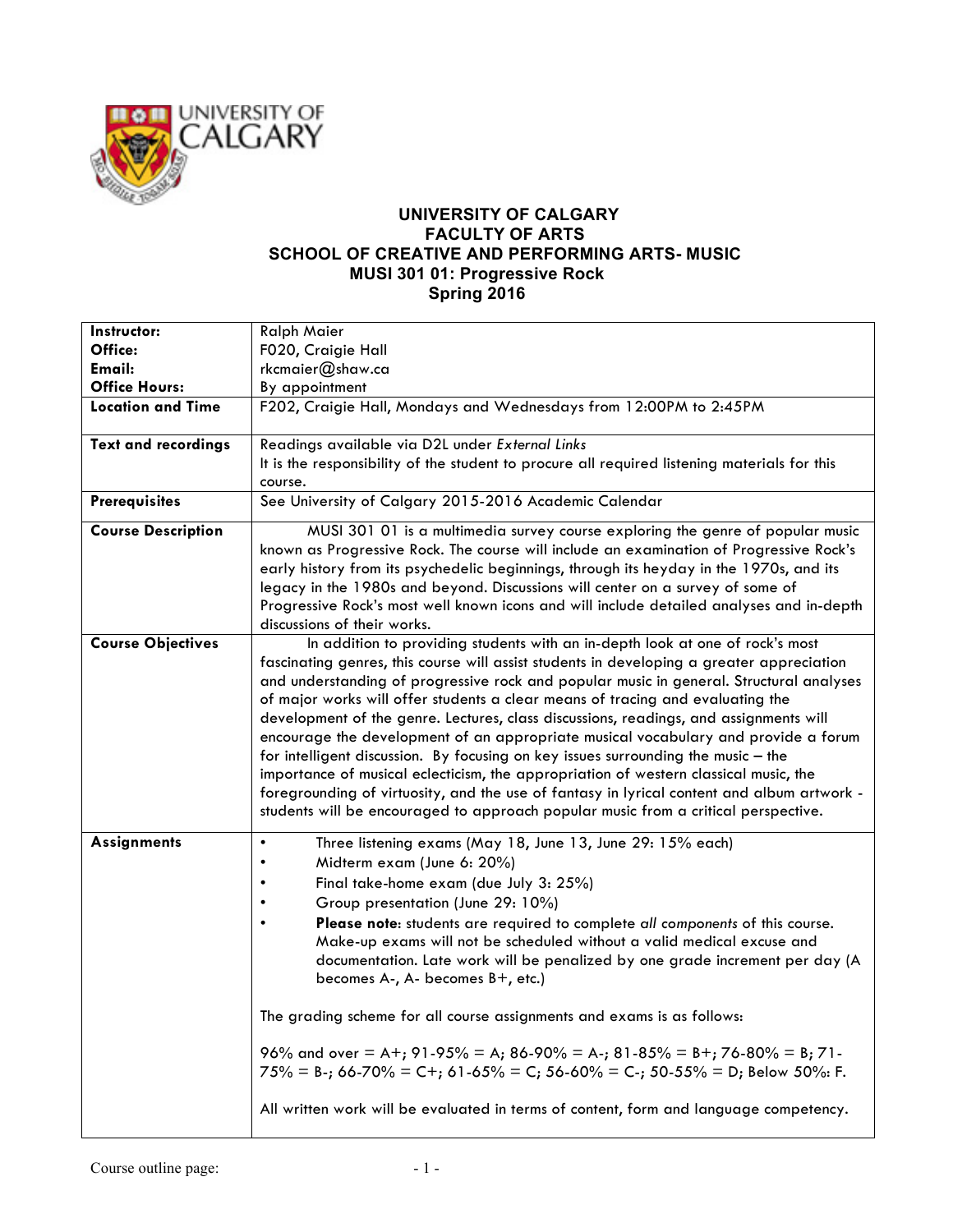# UNIVERSITY OF CALGARY
## FACULTY OF ARTS
## SCHOOL OF CREATIVE AND PERFORMING ARTS- MUSIC
## MUSI 301 01: Progressive Rock
## Spring 2016

| | |
|---|---|
| **Instructor:**<br>**Office:**<br>**Email:**<br>**Office Hours:** | Ralph Maier<br>F020, Craigie Hall<br>rkcmaier@shaw.ca<br>By appointment |
| **Location and Time** | F202, Craigie Hall, Mondays and Wednesdays from 12:00PM to 2:45PM |
| **Text and recordings** | Readings available via D2L under *External Links*<br>It is the responsibility of the student to procure all required listening materials for this course. |
| **Prerequisites** | See University of Calgary 2015-2016 Academic Calendar |
| **Course Description** | MUSI 301 01 is a multimedia survey course exploring the genre of popular music known as Progressive Rock. The course will include an examination of Progressive Rock's early history from its psychedelic beginnings, through its heyday in the 1970s, and its legacy in the 1980s and beyond. Discussions will center on a survey of some of Progressive Rock's most well known icons and will include detailed analyses and in-depth discussions of their works. |
| **Course Objectives** | In addition to providing students with an in-depth look at one of rock's most fascinating genres, this course will assist students in developing a greater appreciation and understanding of progressive rock and popular music in general. Structural analyses of major works will offer students a clear means of tracing and evaluating the development of the genre. Lectures, class discussions, readings, and assignments will encourage the development of an appropriate musical vocabulary and provide a forum for intelligent discussion. By focusing on key issues surrounding the music – the importance of musical eclecticism, the appropriation of western classical music, the foregrounding of virtuosity, and the use of fantasy in lyrical content and album artwork - students will be encouraged to approach popular music from a critical perspective. |
| **Assignments** | • Three listening exams (May 18, June 13, June 29: 15% each)<br>• Midterm exam (June 6: 20%)<br>• Final take-home exam (due July 3: 25%)<br>• Group presentation (June 29: 10%)<br>• **Please note**: students are required to complete *all components* of this course. Make-up exams will not be scheduled without a valid medical excuse and documentation. Late work will be penalized by one grade increment per day (A becomes A-, A- becomes B+, etc.)<br><br>The grading scheme for all course assignments and exams is as follows:<br><br>96% and over = A+; 91-95% = A; 86-90% = A-; 81-85% = B+; 76-80% = B; 71-75% = B-; 66-70% = C+; 61-65% = C; 56-60% = C-; 50-55% = D; Below 50%: F.<br><br>All written work will be evaluated in terms of content, form and language competency. |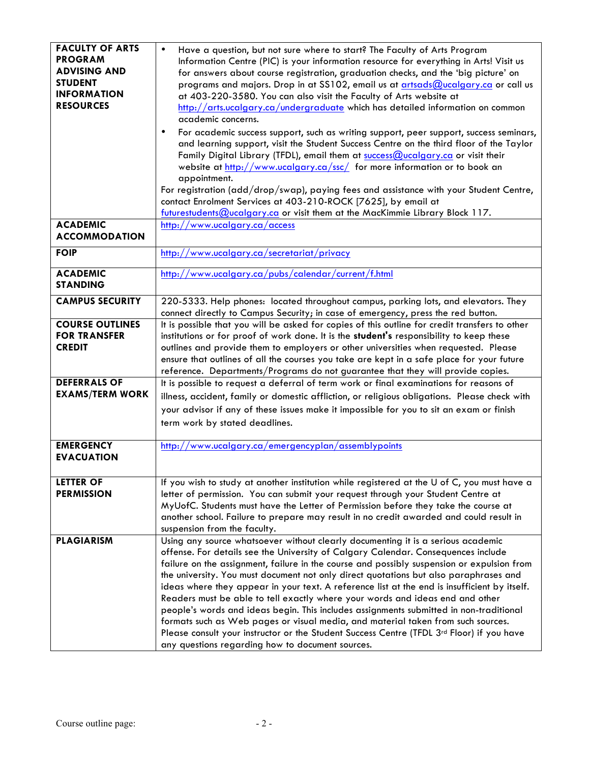| | |
|---|---|
| **FACULTY OF ARTS PROGRAM ADVISING AND STUDENT INFORMATION RESOURCES** | • Have a question, but not sure where to start? The Faculty of Arts Program Information Centre (PIC) is your information resource for everything in Arts! Visit us for answers about course registration, graduation checks, and the 'big picture' on programs and majors. Drop in at SS102, email us at artsads@ucalgary.ca or call us at 403-220-3580. You can also visit the Faculty of Arts website at http://arts.ucalgary.ca/undergraduate which has detailed information on common academic concerns.<br>• For academic success support, such as writing support, peer support, success seminars, and learning support, visit the Student Success Centre on the third floor of the Taylor Family Digital Library (TFDL), email them at success@ucalgary.ca or visit their website at http://www.ucalgary.ca/ssc/ for more information or to book an appointment.<br>For registration (add/drop/swap), paying fees and assistance with your Student Centre, contact Enrolment Services at 403-210-ROCK [7625], by email at futurestudents@ucalgary.ca or visit them at the MacKimmie Library Block 117. |
| **ACADEMIC ACCOMMODATION** | http://www.ucalgary.ca/access |
| **FOIP** | http://www.ucalgary.ca/secretariat/privacy |
| **ACADEMIC STANDING** | http://www.ucalgary.ca/pubs/calendar/current/f.html |
| **CAMPUS SECURITY** | 220-5333. Help phones: located throughout campus, parking lots, and elevators. They connect directly to Campus Security; in case of emergency, press the red button. |
| **COURSE OUTLINES FOR TRANSFER CREDIT** | It is possible that you will be asked for copies of this outline for credit transfers to other institutions or for proof of work done. It is the **student's** responsibility to keep these outlines and provide them to employers or other universities when requested. Please ensure that outlines of all the courses you take are kept in a safe place for your future reference. Departments/Programs do not guarantee that they will provide copies. |
| **DEFERRALS OF EXAMS/TERM WORK** | It is possible to request a deferral of term work or final examinations for reasons of illness, accident, family or domestic affliction, or religious obligations. Please check with your advisor if any of these issues make it impossible for you to sit an exam or finish term work by stated deadlines. |
| **EMERGENCY EVACUATION** | http://www.ucalgary.ca/emergencyplan/assemblypoints |
| **LETTER OF PERMISSION** | If you wish to study at another institution while registered at the U of C, you must have a letter of permission. You can submit your request through your Student Centre at MyUofC. Students must have the Letter of Permission before they take the course at another school. Failure to prepare may result in no credit awarded and could result in suspension from the faculty. |
| **PLAGIARISM** | Using any source whatsoever without clearly documenting it is a serious academic offense. For details see the University of Calgary Calendar. Consequences include failure on the assignment, failure in the course and possibly suspension or expulsion from the university. You must document not only direct quotations but also paraphrases and ideas where they appear in your text. A reference list at the end is insufficient by itself. Readers must be able to tell exactly where your words and ideas end and other people's words and ideas begin. This includes assignments submitted in non-traditional formats such as Web pages or visual media, and material taken from such sources. Please consult your instructor or the Student Success Centre (TFDL 3rd Floor) if you have any questions regarding how to document sources. |

Course outline page: